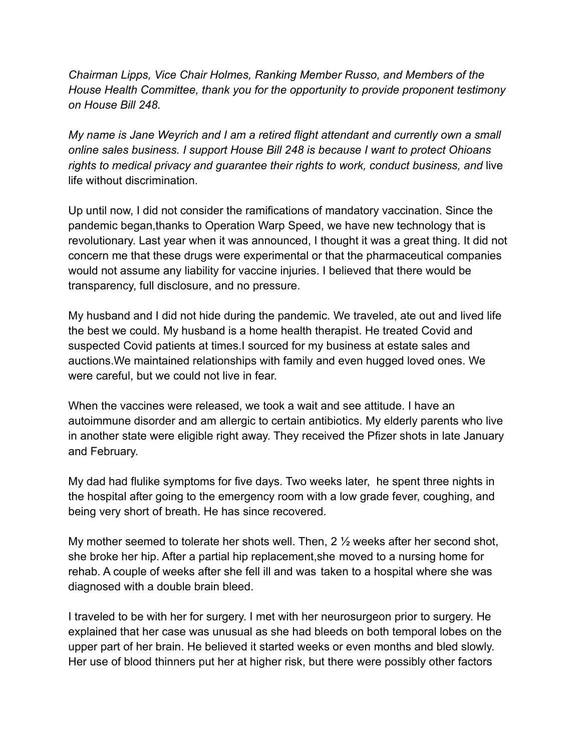*Chairman Lipps, Vice Chair Holmes, Ranking Member Russo, and Members of the House Health Committee, thank you for the opportunity to provide proponent testimony on House Bill 248.*

*My name is Jane Weyrich and I am a retired flight attendant and currently own a small online sales business. I support House Bill 248 is because I want to protect Ohioans rights to medical privacy and guarantee their rights to work, conduct business, and* live life without discrimination.

Up until now, I did not consider the ramifications of mandatory vaccination. Since the pandemic began,thanks to Operation Warp Speed, we have new technology that is revolutionary. Last year when it was announced, I thought it was a great thing. It did not concern me that these drugs were experimental or that the pharmaceutical companies would not assume any liability for vaccine injuries. I believed that there would be transparency, full disclosure, and no pressure.

My husband and I did not hide during the pandemic. We traveled, ate out and lived life the best we could. My husband is a home health therapist. He treated Covid and suspected Covid patients at times.I sourced for my business at estate sales and auctions.We maintained relationships with family and even hugged loved ones. We were careful, but we could not live in fear.

When the vaccines were released, we took a wait and see attitude. I have an autoimmune disorder and am allergic to certain antibiotics. My elderly parents who live in another state were eligible right away. They received the Pfizer shots in late January and February.

My dad had flulike symptoms for five days. Two weeks later, he spent three nights in the hospital after going to the emergency room with a low grade fever, coughing, and being very short of breath. He has since recovered.

My mother seemed to tolerate her shots well. Then, 2 ½ weeks after her second shot, she broke her hip. After a partial hip replacement,she moved to a nursing home for rehab. A couple of weeks after she fell ill and was taken to a hospital where she was diagnosed with a double brain bleed.

I traveled to be with her for surgery. I met with her neurosurgeon prior to surgery. He explained that her case was unusual as she had bleeds on both temporal lobes on the upper part of her brain. He believed it started weeks or even months and bled slowly. Her use of blood thinners put her at higher risk, but there were possibly other factors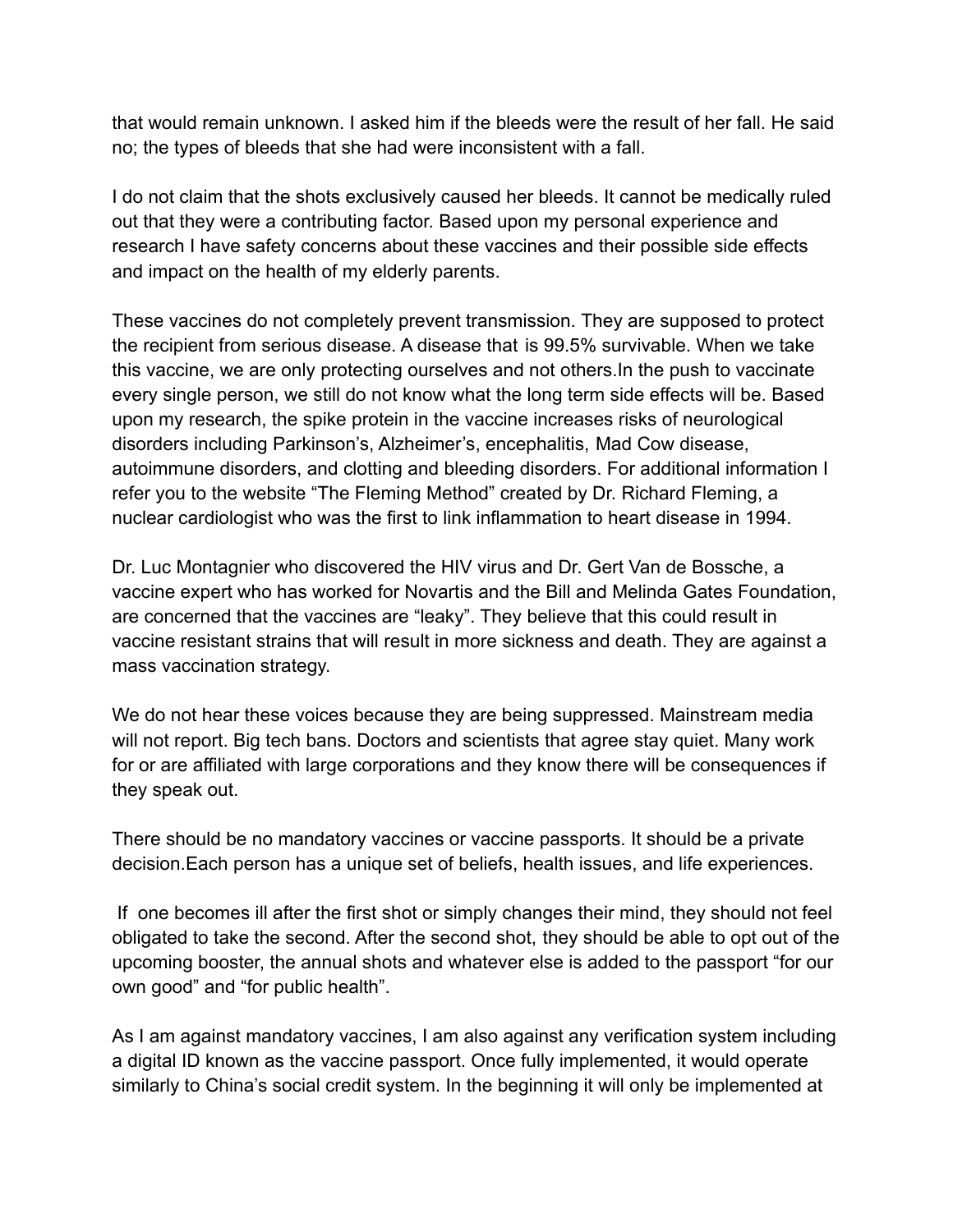that would remain unknown. I asked him if the bleeds were the result of her fall. He said no; the types of bleeds that she had were inconsistent with a fall.

I do not claim that the shots exclusively caused her bleeds. It cannot be medically ruled out that they were a contributing factor. Based upon my personal experience and research I have safety concerns about these vaccines and their possible side effects and impact on the health of my elderly parents.

These vaccines do not completely prevent transmission. They are supposed to protect the recipient from serious disease. A disease that is 99.5% survivable. When we take this vaccine, we are only protecting ourselves and not others.In the push to vaccinate every single person, we still do not know what the long term side effects will be. Based upon my research, the spike protein in the vaccine increases risks of neurological disorders including Parkinson's, Alzheimer's, encephalitis, Mad Cow disease, autoimmune disorders, and clotting and bleeding disorders. For additional information I refer you to the website "The Fleming Method" created by Dr. Richard Fleming, a nuclear cardiologist who was the first to link inflammation to heart disease in 1994.

Dr. Luc Montagnier who discovered the HIV virus and Dr. Gert Van de Bossche, a vaccine expert who has worked for Novartis and the Bill and Melinda Gates Foundation, are concerned that the vaccines are "leaky". They believe that this could result in vaccine resistant strains that will result in more sickness and death. They are against a mass vaccination strategy.

We do not hear these voices because they are being suppressed. Mainstream media will not report. Big tech bans. Doctors and scientists that agree stay quiet. Many work for or are affiliated with large corporations and they know there will be consequences if they speak out.

There should be no mandatory vaccines or vaccine passports. It should be a private decision.Each person has a unique set of beliefs, health issues, and life experiences.

If one becomes ill after the first shot or simply changes their mind, they should not feel obligated to take the second. After the second shot, they should be able to opt out of the upcoming booster, the annual shots and whatever else is added to the passport "for our own good" and "for public health".

As I am against mandatory vaccines, I am also against any verification system including a digital ID known as the vaccine passport. Once fully implemented, it would operate similarly to China's social credit system. In the beginning it will only be implemented at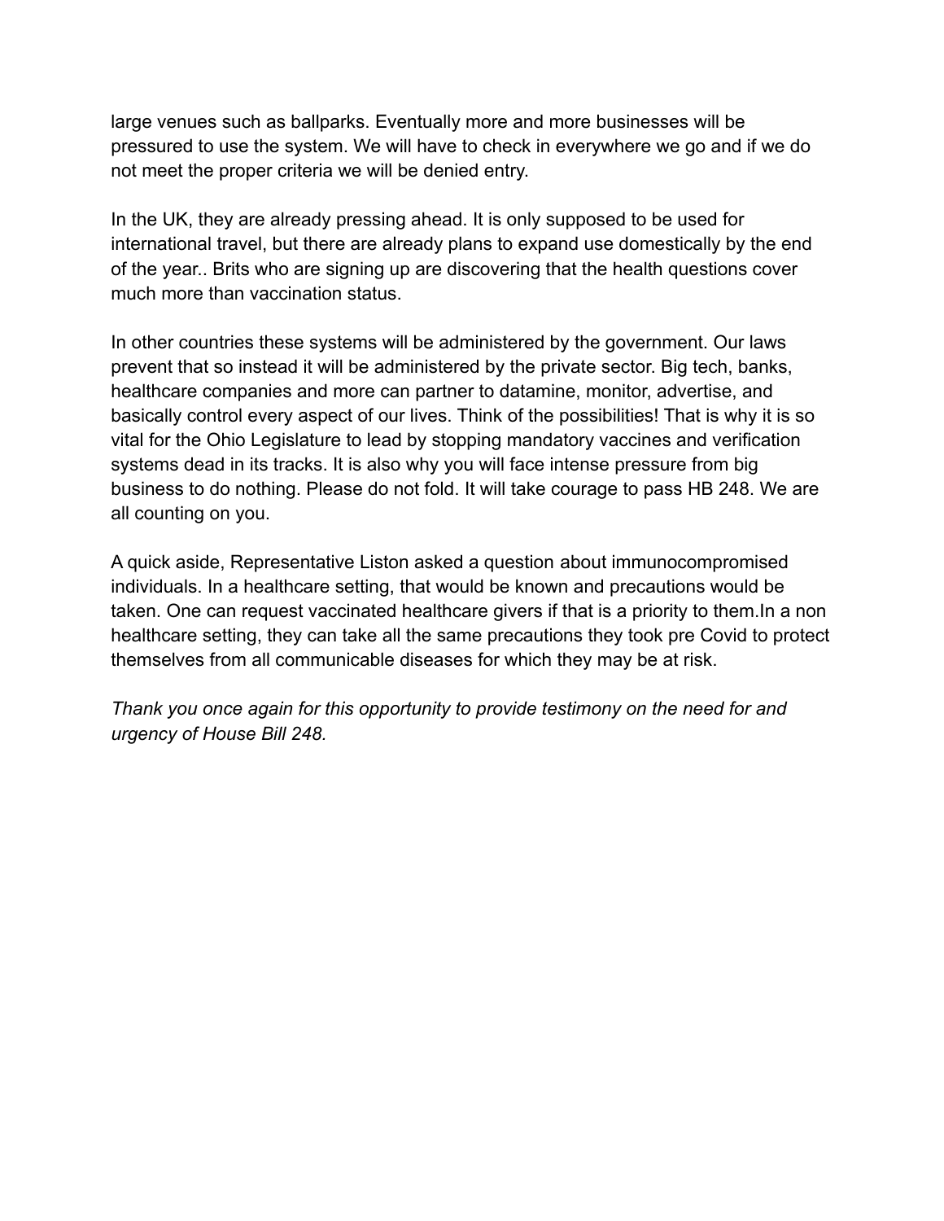large venues such as ballparks. Eventually more and more businesses will be pressured to use the system. We will have to check in everywhere we go and if we do not meet the proper criteria we will be denied entry.

In the UK, they are already pressing ahead. It is only supposed to be used for international travel, but there are already plans to expand use domestically by the end of the year.. Brits who are signing up are discovering that the health questions cover much more than vaccination status.

In other countries these systems will be administered by the government. Our laws prevent that so instead it will be administered by the private sector. Big tech, banks, healthcare companies and more can partner to datamine, monitor, advertise, and basically control every aspect of our lives. Think of the possibilities! That is why it is so vital for the Ohio Legislature to lead by stopping mandatory vaccines and verification systems dead in its tracks. It is also why you will face intense pressure from big business to do nothing. Please do not fold. It will take courage to pass HB 248. We are all counting on you.

A quick aside, Representative Liston asked a question about immunocompromised individuals. In a healthcare setting, that would be known and precautions would be taken. One can request vaccinated healthcare givers if that is a priority to them.In a non healthcare setting, they can take all the same precautions they took pre Covid to protect themselves from all communicable diseases for which they may be at risk.

*Thank you once again for this opportunity to provide testimony on the need for and urgency of House Bill 248.*